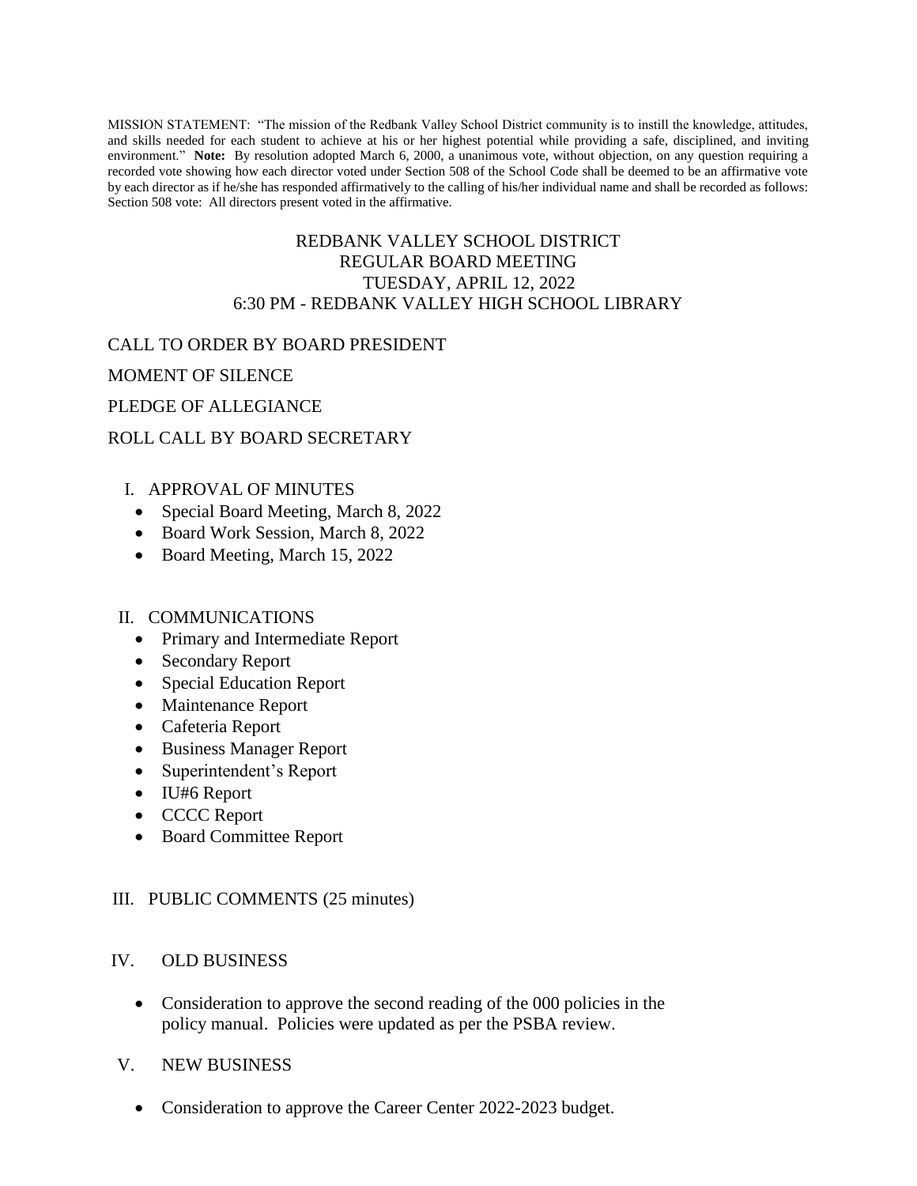MISSION STATEMENT: "The mission of the Redbank Valley School District community is to instill the knowledge, attitudes, and skills needed for each student to achieve at his or her highest potential while providing a safe, disciplined, and inviting environment." **Note:** By resolution adopted March 6, 2000, a unanimous vote, without objection, on any question requiring a recorded vote showing how each director voted under Section 508 of the School Code shall be deemed to be an affirmative vote by each director as if he/she has responded affirmatively to the calling of his/her individual name and shall be recorded as follows: Section 508 vote: All directors present voted in the affirmative.

# REDBANK VALLEY SCHOOL DISTRICT
## REGULAR BOARD MEETING
## TUESDAY, APRIL 12, 2022
## 6:30 PM - REDBANK VALLEY HIGH SCHOOL LIBRARY

CALL TO ORDER BY BOARD PRESIDENT

MOMENT OF SILENCE

PLEDGE OF ALLEGIANCE

ROLL CALL BY BOARD SECRETARY

I. APPROVAL OF MINUTES
- Special Board Meeting, March 8, 2022
- Board Work Session, March 8, 2022
- Board Meeting, March 15, 2022

II. COMMUNICATIONS
- Primary and Intermediate Report
- Secondary Report
- Special Education Report
- Maintenance Report
- Cafeteria Report
- Business Manager Report
- Superintendent's Report
- IU#6 Report
- CCCC Report
- Board Committee Report

III. PUBLIC COMMENTS (25 minutes)

IV. OLD BUSINESS

- Consideration to approve the second reading of the 000 policies in the policy manual. Policies were updated as per the PSBA review.

V. NEW BUSINESS

- Consideration to approve the Career Center 2022-2023 budget.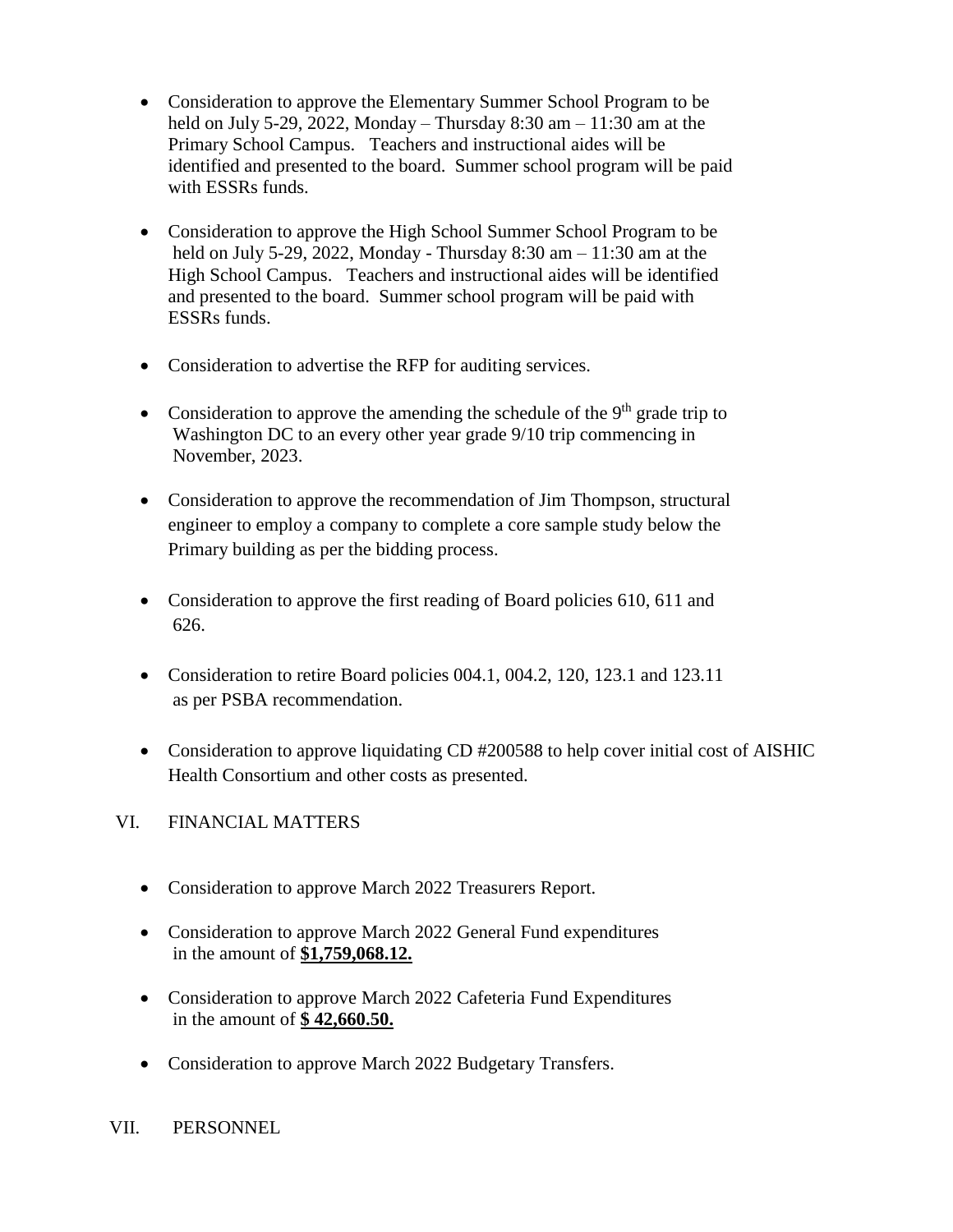- Consideration to approve the Elementary Summer School Program to be held on July 5-29, 2022, Monday – Thursday 8:30 am – 11:30 am at the Primary School Campus. Teachers and instructional aides will be identified and presented to the board. Summer school program will be paid with ESSRs funds.

- Consideration to approve the High School Summer School Program to be held on July 5-29, 2022, Monday - Thursday 8:30 am – 11:30 am at the High School Campus. Teachers and instructional aides will be identified and presented to the board. Summer school program will be paid with ESSRs funds.

- Consideration to advertise the RFP for auditing services.

- Consideration to approve the amending the schedule of the 9th grade trip to Washington DC to an every other year grade 9/10 trip commencing in November, 2023.

- Consideration to approve the recommendation of Jim Thompson, structural engineer to employ a company to complete a core sample study below the Primary building as per the bidding process.

- Consideration to approve the first reading of Board policies 610, 611 and 626.

- Consideration to retire Board policies 004.1, 004.2, 120, 123.1 and 123.11 as per PSBA recommendation.

- Consideration to approve liquidating CD #200588 to help cover initial cost of AISHIC Health Consortium and other costs as presented.

VI. FINANCIAL MATTERS

- Consideration to approve March 2022 Treasurers Report.

- Consideration to approve March 2022 General Fund expenditures in the amount of **$1,759,068.12.**

- Consideration to approve March 2022 Cafeteria Fund Expenditures in the amount of **$ 42,660.50.**

- Consideration to approve March 2022 Budgetary Transfers.

VII. PERSONNEL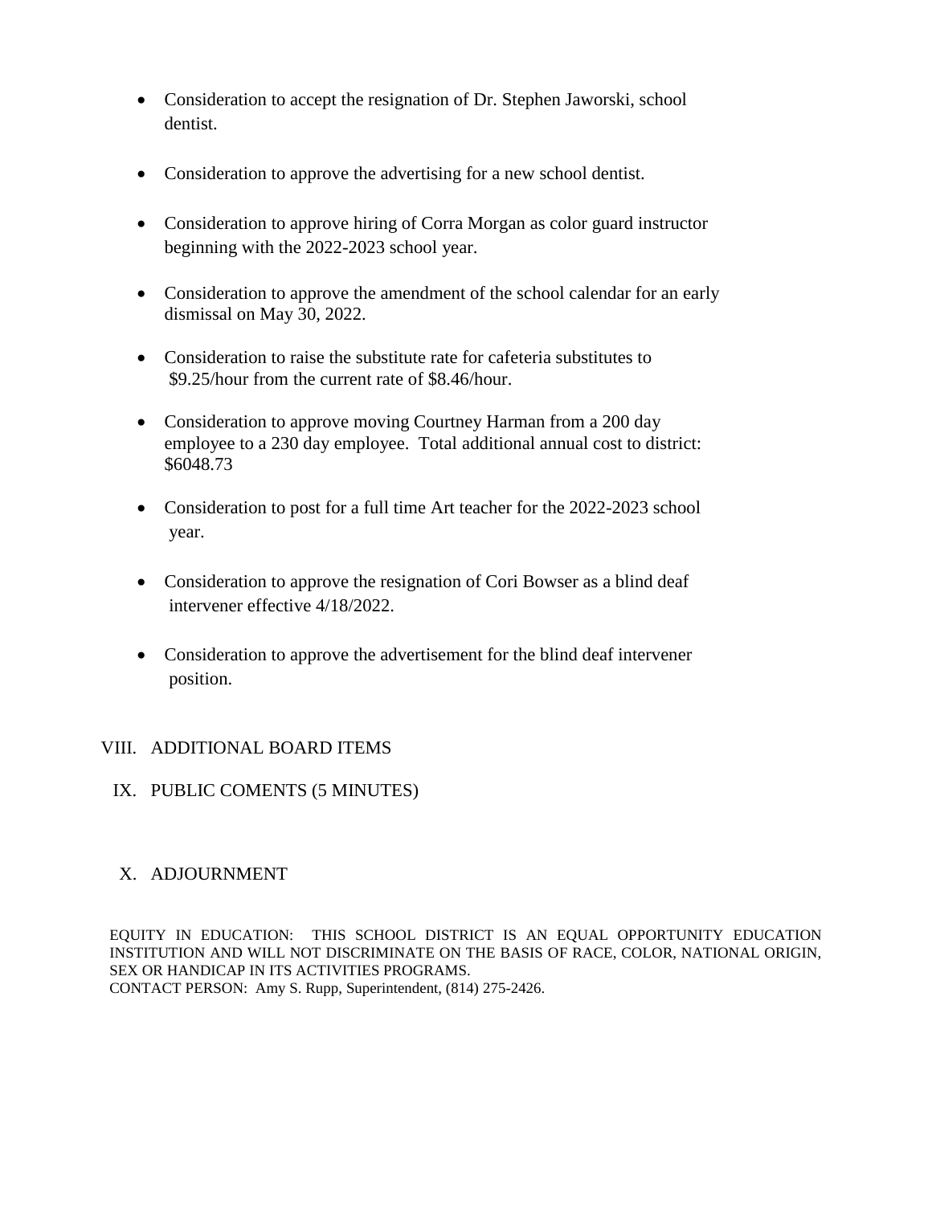- Consideration to accept the resignation of Dr. Stephen Jaworski, school dentist.

- Consideration to approve the advertising for a new school dentist.

- Consideration to approve hiring of Corra Morgan as color guard instructor beginning with the 2022-2023 school year.

- Consideration to approve the amendment of the school calendar for an early dismissal on May 30, 2022.

- Consideration to raise the substitute rate for cafeteria substitutes to $9.25/hour from the current rate of $8.46/hour.

- Consideration to approve moving Courtney Harman from a 200 day employee to a 230 day employee. Total additional annual cost to district: $6048.73

- Consideration to post for a full time Art teacher for the 2022-2023 school year.

- Consideration to approve the resignation of Cori Bowser as a blind deaf intervener effective 4/18/2022.

- Consideration to approve the advertisement for the blind deaf intervener position.

VIII. ADDITIONAL BOARD ITEMS

IX. PUBLIC COMENTS (5 MINUTES)

X. ADJOURNMENT

EQUITY IN EDUCATION: THIS SCHOOL DISTRICT IS AN EQUAL OPPORTUNITY EDUCATION INSTITUTION AND WILL NOT DISCRIMINATE ON THE BASIS OF RACE, COLOR, NATIONAL ORIGIN, SEX OR HANDICAP IN ITS ACTIVITIES PROGRAMS.
CONTACT PERSON: Amy S. Rupp, Superintendent, (814) 275-2426.